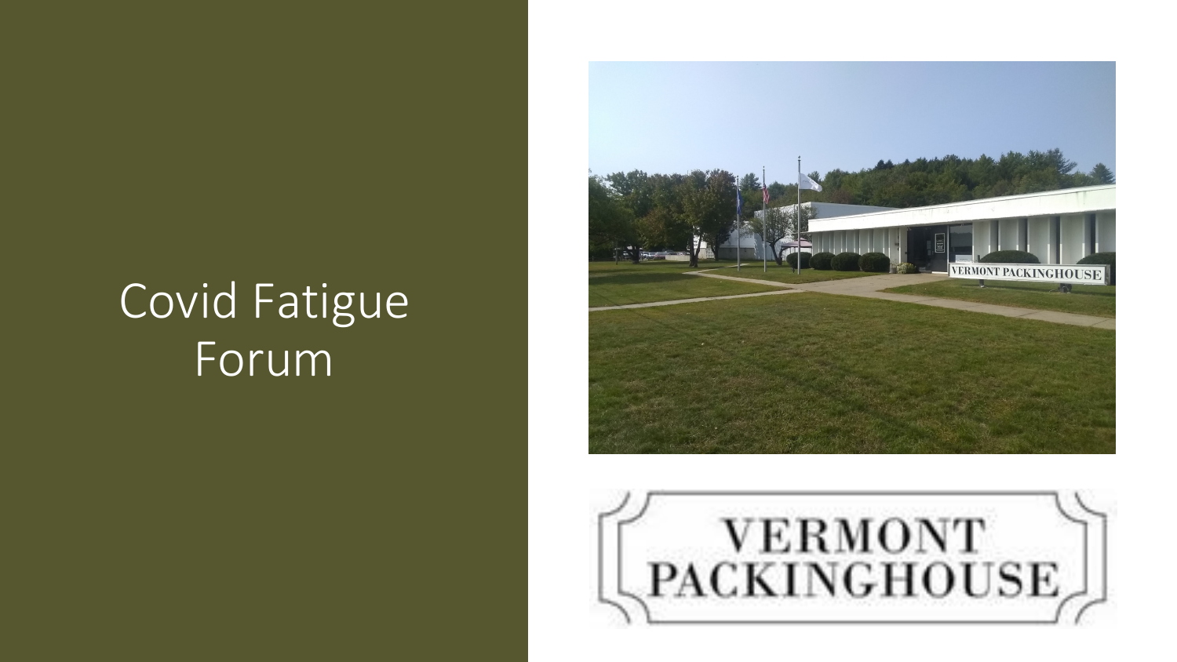# Covid Fatigue Forum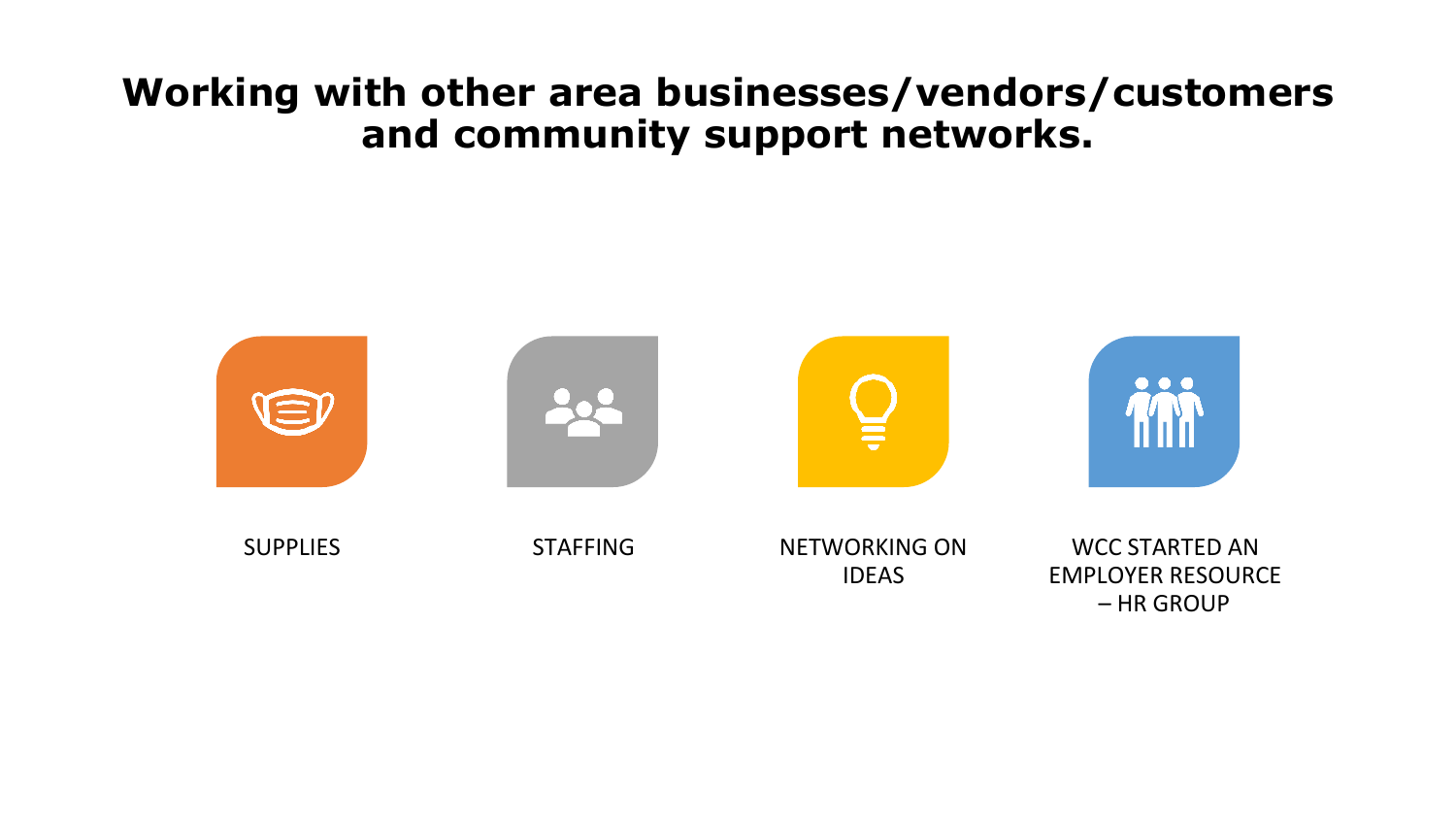# Working with other area businesses/vendors/customers and community support networks.

- SUPPLIES
- STAFFING
- NETWORKING ON IDEAS
- WCC STARTED AN EMPLOYER RESOURCE – HR GROUP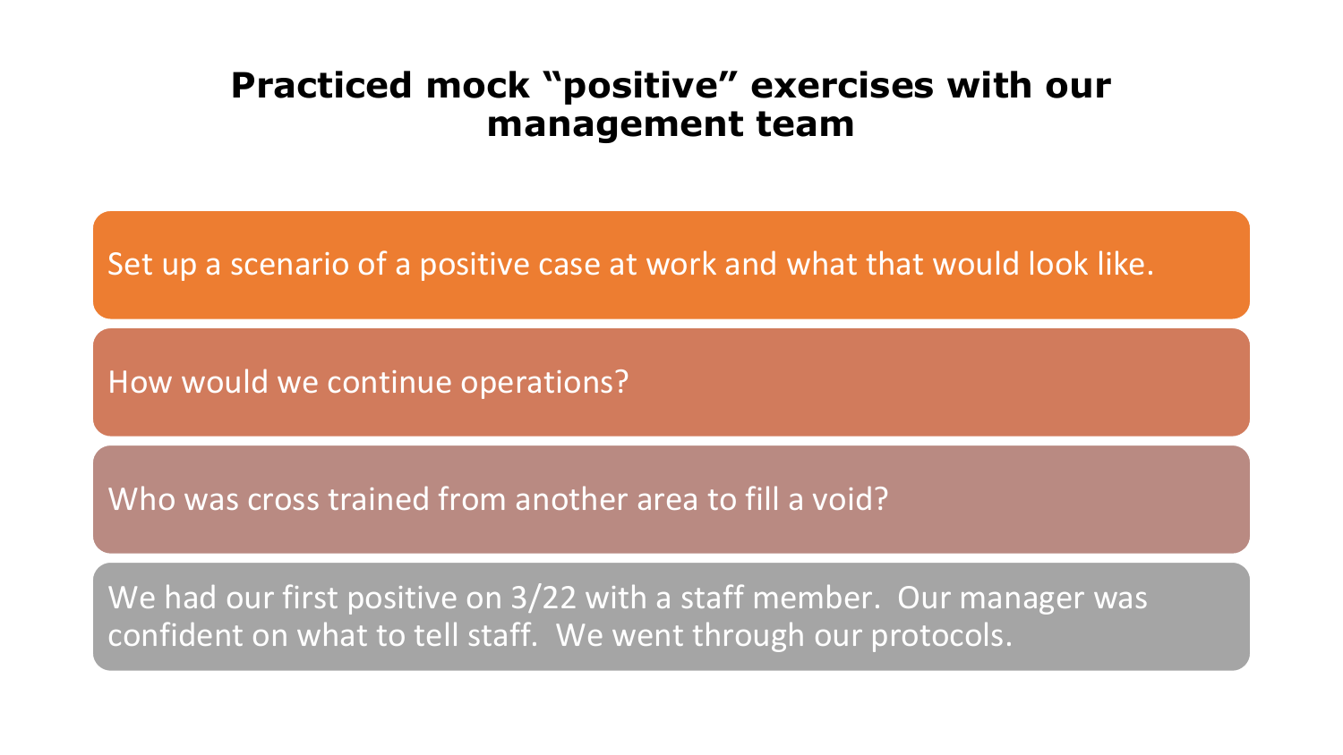# Practiced mock "positive" exercises with our management team

- Set up a scenario of a positive case at work and what that would look like.
- How would we continue operations?
- Who was cross trained from another area to fill a void?
- We had our first positive on 3/22 with a staff member. Our manager was confident on what to tell staff. We went through our protocols.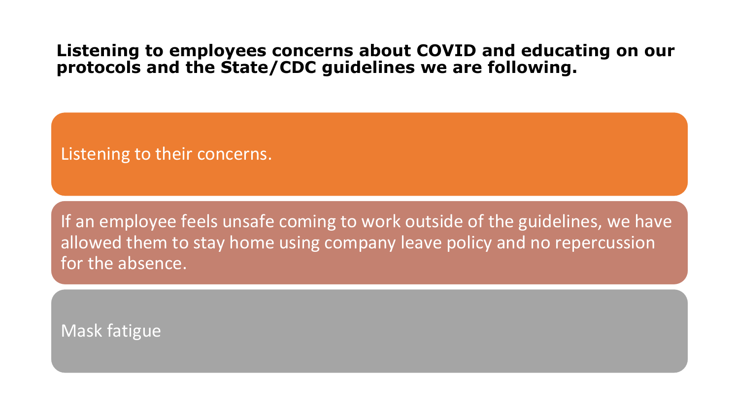**Listening to employees concerns about COVID and educating on our protocols and the State/CDC guidelines we are following.**

Listening to their concerns.

If an employee feels unsafe coming to work outside of the guidelines, we have allowed them to stay home using company leave policy and no repercussion for the absence.

Mask fatigue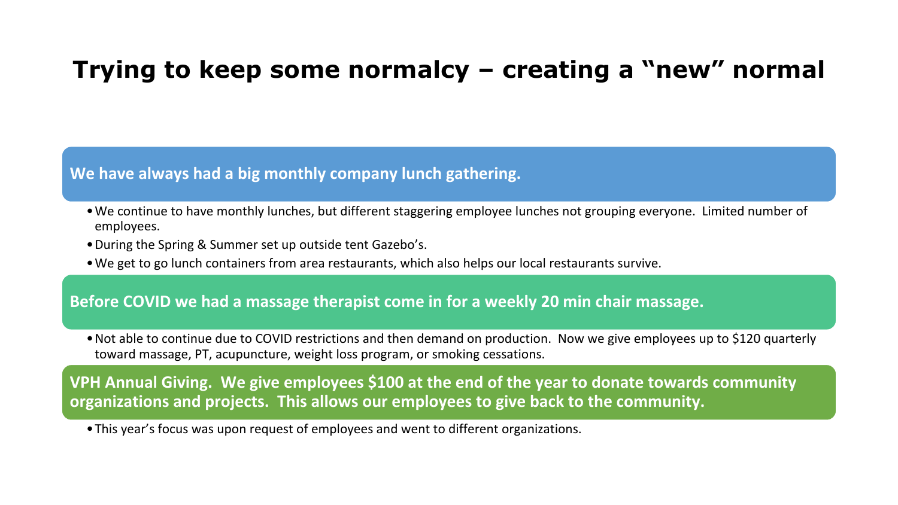# Trying to keep some normalcy – creating a "new" normal

**We have always had a big monthly company lunch gathering.**

- We continue to have monthly lunches, but different staggering employee lunches not grouping everyone. Limited number of employees.
- During the Spring & Summer set up outside tent Gazebo's.
- We get to go lunch containers from area restaurants, which also helps our local restaurants survive.

**Before COVID we had a massage therapist come in for a weekly 20 min chair massage.**

- Not able to continue due to COVID restrictions and then demand on production. Now we give employees up to $120 quarterly toward massage, PT, acupuncture, weight loss program, or smoking cessations.

**VPH Annual Giving. We give employees $100 at the end of the year to donate towards community organizations and projects. This allows our employees to give back to the community.**

- This year's focus was upon request of employees and went to different organizations.